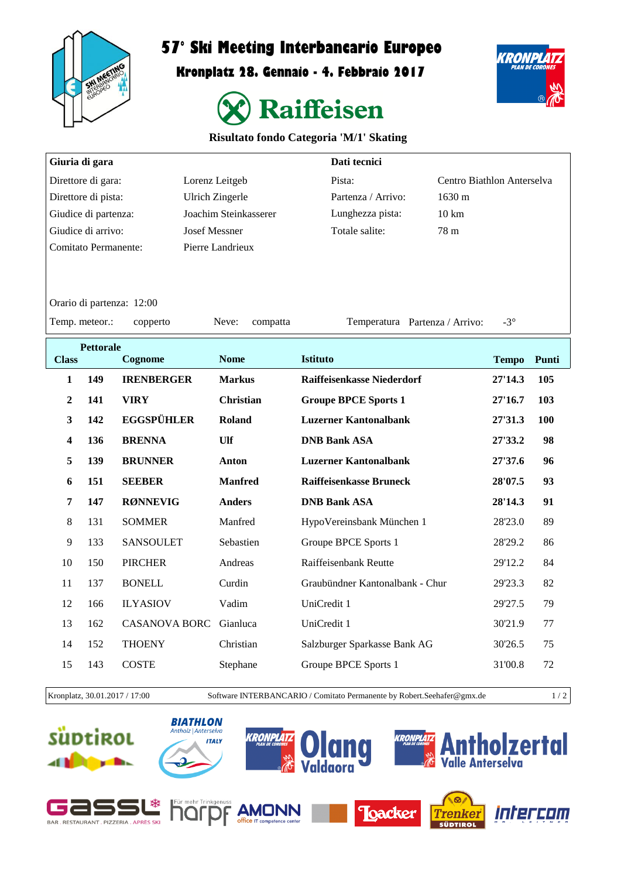# 57° Ski Meeting Interbancario Europeo

## Kronplatz 28. Gennaio - 4. Febbraio 2017

**Raiffeisen**

**Risultato fondo Categoria 'M/1' Skating**

| **Giuria di gara** | | **Dati tecnici** | |
|---|---|---|---|
| Direttore di gara: | Lorenz Leitgeb | Pista: | Centro Biathlon Anterselva |
| Direttore di pista: | Ulrich Zingerle | Partenza / Arrivo: | 1630 m |
| Giudice di partenza: | Joachim Steinkasserer | Lunghezza pista: | 10 km |
| Giudice di arrivo: | Josef Messner | Totale salite: | 78 m |
| Comitato Permanente: | Pierre Landrieux | | |

Orario di partenza: 12:00

Temp. meteor.: copperto    Neve: compatta    Temperatura Partenza / Arrivo: -3°

| Class | Pettorale | Cognome | Nome | Istituto | Tempo | Punti |
|---|---|---|---|---|---|---|
| **1** | **149** | **IRENBERGER** | **Markus** | **Raiffeisenkasse Niederdorf** | **27'14.3** | **105** |
| **2** | **141** | **VIRY** | **Christian** | **Groupe BPCE Sports 1** | **27'16.7** | **103** |
| **3** | **142** | **EGGSPÜHLER** | **Roland** | **Luzerner Kantonalbank** | **27'31.3** | **100** |
| **4** | **136** | **BRENNA** | **Ulf** | **DNB Bank ASA** | **27'33.2** | **98** |
| **5** | **139** | **BRUNNER** | **Anton** | **Luzerner Kantonalbank** | **27'37.6** | **96** |
| **6** | **151** | **SEEBER** | **Manfred** | **Raiffeisenkasse Bruneck** | **28'07.5** | **93** |
| **7** | **147** | **RØNNEVIG** | **Anders** | **DNB Bank ASA** | **28'14.3** | **91** |
| 8 | 131 | SOMMER | Manfred | HypoVereinsbank München 1 | 28'23.0 | 89 |
| 9 | 133 | SANSOULET | Sebastien | Groupe BPCE Sports 1 | 28'29.2 | 86 |
| 10 | 150 | PIRCHER | Andreas | Raiffeisenbank Reutte | 29'12.2 | 84 |
| 11 | 137 | BONELL | Curdin | Graubündner Kantonalbank - Chur | 29'23.3 | 82 |
| 12 | 166 | ILYASIOV | Vadim | UniCredit 1 | 29'27.5 | 79 |
| 13 | 162 | CASANOVA BORC | Gianluca | UniCredit 1 | 30'21.9 | 77 |
| 14 | 152 | THOENY | Christian | Salzburger Sparkasse Bank AG | 30'26.5 | 75 |
| 15 | 143 | COSTE | Stephane | Groupe BPCE Sports 1 | 31'00.8 | 72 |

Kronplatz, 30.01.2017 / 17:00    Software INTERBANCARIO / Comitato Permanente by Robert.Seehafer@gmx.de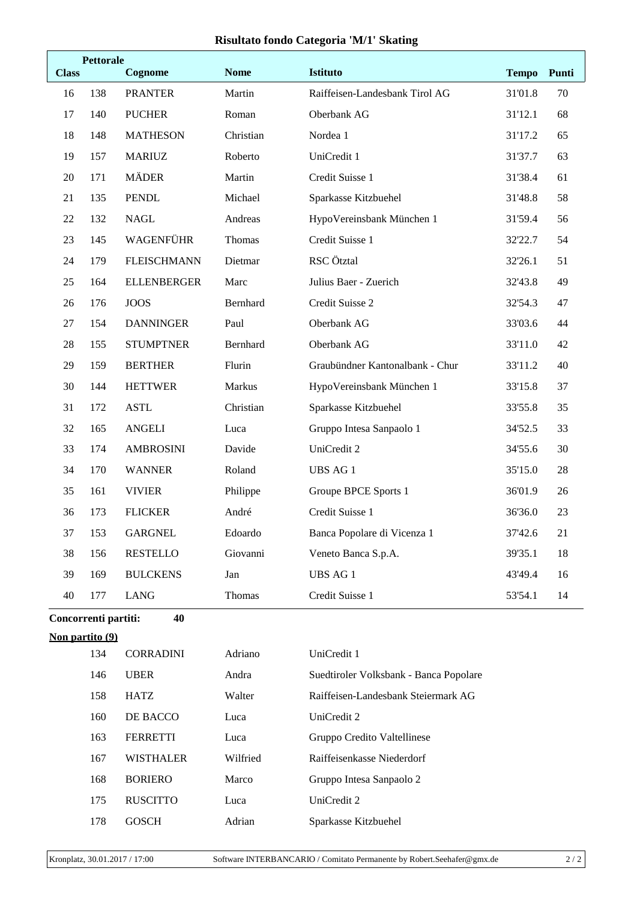# Risultato fondo Categoria 'M/1' Skating

| Class | Pettorale | Cognome | Nome | Istituto | Tempo | Punti |
|---|---|---|---|---|---|---|
| 16 | 138 | PRANTER | Martin | Raiffeisen-Landesbank Tirol AG | 31'01.8 | 70 |
| 17 | 140 | PUCHER | Roman | Oberbank AG | 31'12.1 | 68 |
| 18 | 148 | MATHESON | Christian | Nordea 1 | 31'17.2 | 65 |
| 19 | 157 | MARIUZ | Roberto | UniCredit 1 | 31'37.7 | 63 |
| 20 | 171 | MÄDER | Martin | Credit Suisse 1 | 31'38.4 | 61 |
| 21 | 135 | PENDL | Michael | Sparkasse Kitzbuehel | 31'48.8 | 58 |
| 22 | 132 | NAGL | Andreas | HypoVereinsbank München 1 | 31'59.4 | 56 |
| 23 | 145 | WAGENFÜHR | Thomas | Credit Suisse 1 | 32'22.7 | 54 |
| 24 | 179 | FLEISCHMANN | Dietmar | RSC Ötztal | 32'26.1 | 51 |
| 25 | 164 | ELLENBERGER | Marc | Julius Baer - Zuerich | 32'43.8 | 49 |
| 26 | 176 | JOOS | Bernhard | Credit Suisse 2 | 32'54.3 | 47 |
| 27 | 154 | DANNINGER | Paul | Oberbank AG | 33'03.6 | 44 |
| 28 | 155 | STUMPTNER | Bernhard | Oberbank AG | 33'11.0 | 42 |
| 29 | 159 | BERTHER | Flurin | Graubündner Kantonalbank - Chur | 33'11.2 | 40 |
| 30 | 144 | HETTWER | Markus | HypoVereinsbank München 1 | 33'15.8 | 37 |
| 31 | 172 | ASTL | Christian | Sparkasse Kitzbuehel | 33'55.8 | 35 |
| 32 | 165 | ANGELI | Luca | Gruppo Intesa Sanpaolo 1 | 34'52.5 | 33 |
| 33 | 174 | AMBROSINI | Davide | UniCredit 2 | 34'55.6 | 30 |
| 34 | 170 | WANNER | Roland | UBS AG 1 | 35'15.0 | 28 |
| 35 | 161 | VIVIER | Philippe | Groupe BPCE Sports 1 | 36'01.9 | 26 |
| 36 | 173 | FLICKER | André | Credit Suisse 1 | 36'36.0 | 23 |
| 37 | 153 | GARGNEL | Edoardo | Banca Popolare di Vicenza 1 | 37'42.6 | 21 |
| 38 | 156 | RESTELLO | Giovanni | Veneto Banca S.p.A. | 39'35.1 | 18 |
| 39 | 169 | BULCKENS | Jan | UBS AG 1 | 43'49.4 | 16 |
| 40 | 177 | LANG | Thomas | Credit Suisse 1 | 53'54.1 | 14 |

**Concorrenti partiti:** **40**

**Non partito (9)**

| Pettorale | Cognome | Nome | Istituto |
|---|---|---|---|
| 134 | CORRADINI | Adriano | UniCredit 1 |
| 146 | UBER | Andra | Suedtiroler Volksbank - Banca Popolare |
| 158 | HATZ | Walter | Raiffeisen-Landesbank Steiermark AG |
| 160 | DE BACCO | Luca | UniCredit 2 |
| 163 | FERRETTI | Luca | Gruppo Credito Valtellinese |
| 167 | WISTHALER | Wilfried | Raiffeisenkasse Niederdorf |
| 168 | BORIERO | Marco | Gruppo Intesa Sanpaolo 2 |
| 175 | RUSCITTO | Luca | UniCredit 2 |
| 178 | GOSCH | Adrian | Sparkasse Kitzbuehel |

Kronplatz, 30.01.2017 / 17:00 — Software INTERBANCARIO / Comitato Permanente by Robert.Seehafer@gmx.de